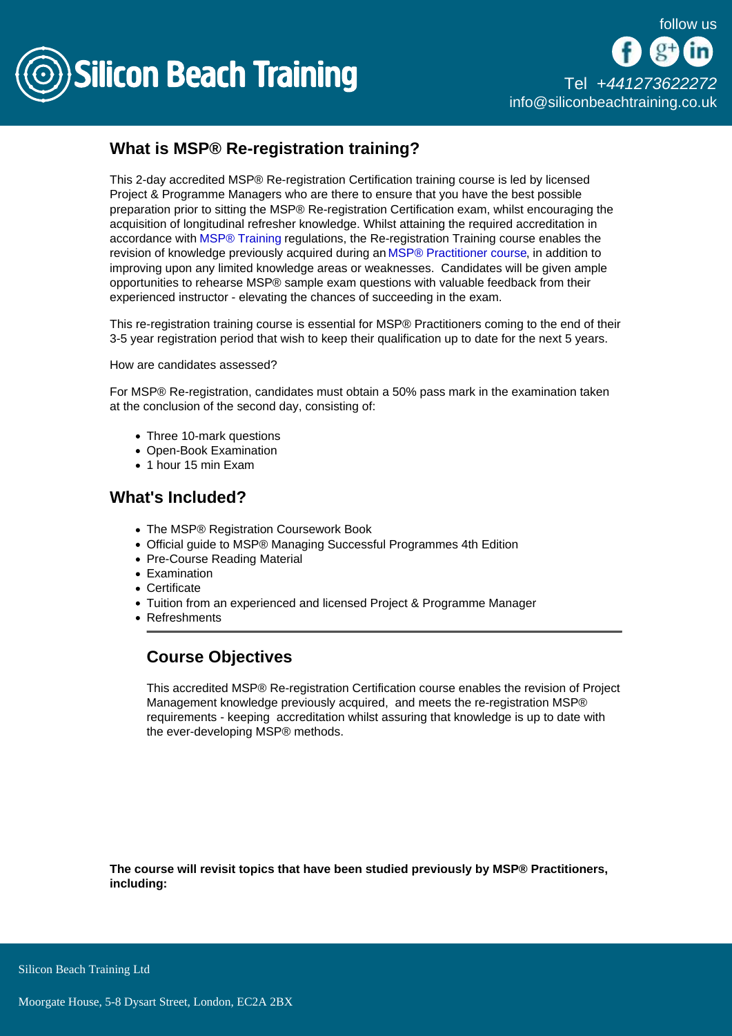## What is MSP® Re-registration training?

This 2-day accredited MSP® Re-registration Certification training course is led by licensed Project & Programme Managers who are there to ensure that you have the best possible preparation prior to sitting the MSP® Re-registration Certification exam, whilst encouraging the acquisition of longitudinal refresher knowledge. Whilst attaining the required accreditation in accordance with MSP® Training regulations, the Re-registration Training course enables the revision of knowledge previously acquired during an MSP® Practitioner course, in addition to improving upon any limited knowledge areas or weaknesses. Candidates will be given ample opportunities to rehearse MSP® sample exam questions with valuable feedback from their experienced instructor - elevating the chances of succeeding in the exam.

This re-registration training course is essential for MSP® Practitioners coming to the end of their 3-5 year registration period that wish to keep their qualification up to date for the next 5 years.

How are candidates assessed?

For MSP® Re-registration, candidates must obtain a 50% pass mark in the examination taken at the conclusion of the second day, consisting of:

- Three 10-mark questions
- Open-Book Examination
- 1 hour 15 min Exam

## What's Included?

- The MSP® Registration Coursework Book
- Official guide to MSP® Managing Successful Programmes 4th Edition
- Pre-Course Reading Material
- Examination
- Certificate
- Tuition from an experienced and licensed Project & Programme Manager
- Refreshments

---

## Course Objectives

This accredited MSP® Re-registration Certification course enables the revision of Project Management knowledge previously acquired, and meets the re-registration MSP® requirements - keeping accreditation whilst assuring that knowledge is up to date with the ever-developing MSP® methods.

**The course will revisit topics that have been studied previously by MSP® Practitioners, including:**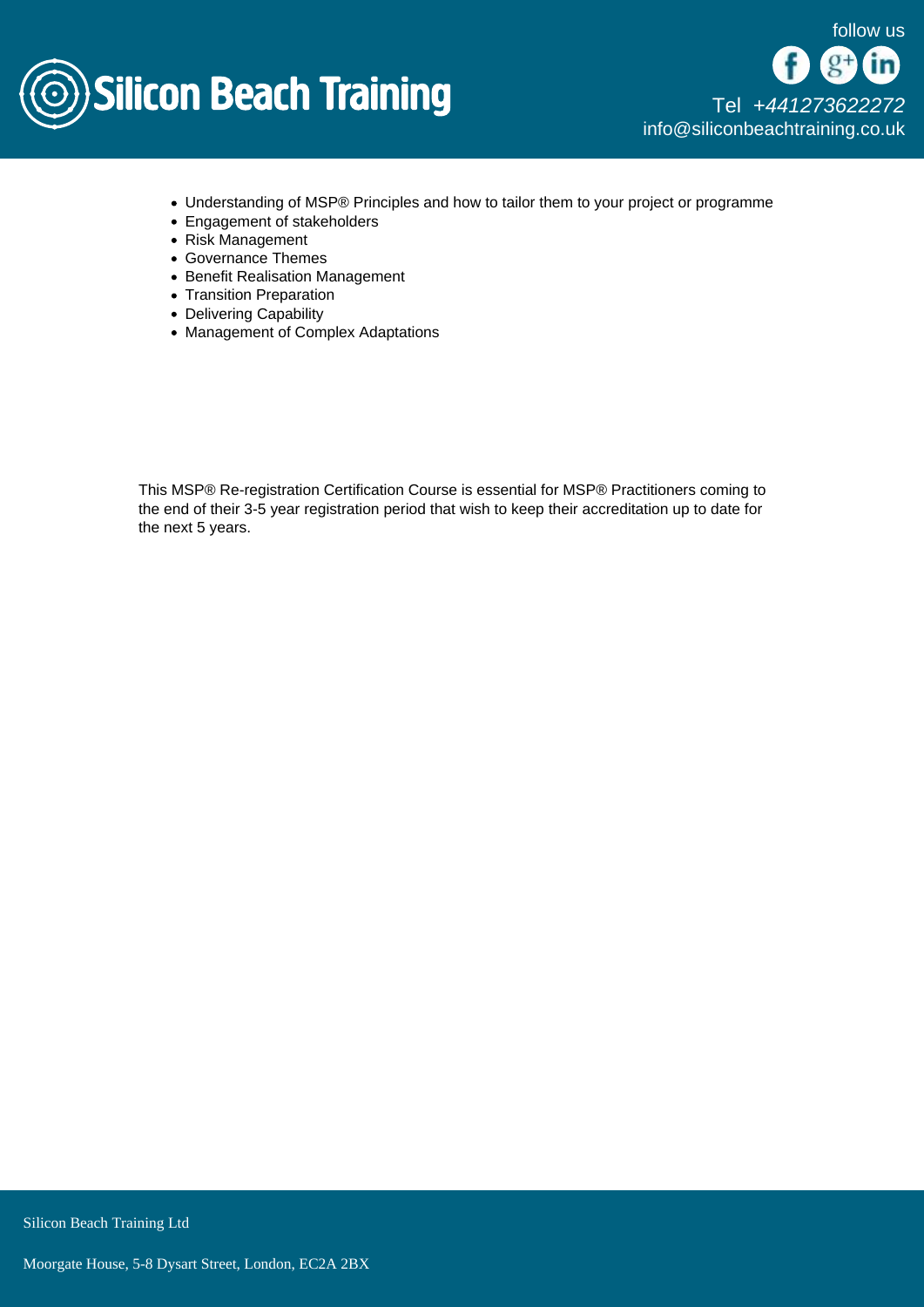- Understanding of MSP® Principles and how to tailor them to your project or programme
- Engagement of stakeholders
- Risk Management
- Governance Themes
- Benefit Realisation Management
- Transition Preparation
- Delivering Capability
- Management of Complex Adaptations

This MSP® Re-registration Certification Course is essential for MSP® Practitioners coming to the end of their 3-5 year registration period that wish to keep their accreditation up to date for the next 5 years.